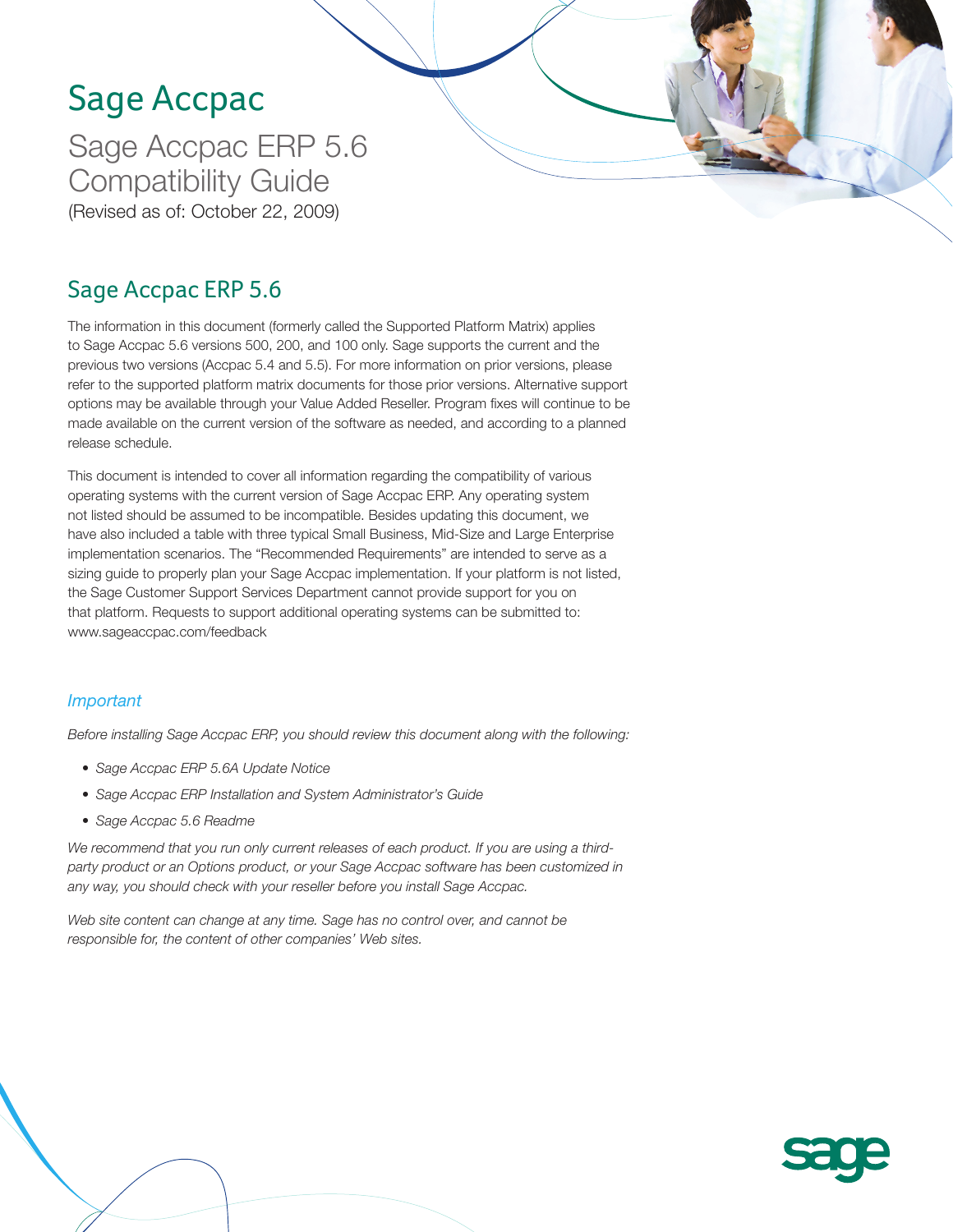# Sage Accpac

## Sage Accpac ERP 5.6 Compatibility Guide

(Revised as of: October 22, 2009)

## Sage Accpac ERP 5.6

The information in this document (formerly called the Supported Platform Matrix) applies to Sage Accpac 5.6 versions 500, 200, and 100 only. Sage supports the current and the previous two versions (Accpac 5.4 and 5.5). For more information on prior versions, please refer to the supported platform matrix documents for those prior versions. Alternative support options may be available through your Value Added Reseller. Program fixes will continue to be made available on the current version of the software as needed, and according to a planned release schedule.

This document is intended to cover all information regarding the compatibility of various operating systems with the current version of Sage Accpac ERP. Any operating system not listed should be assumed to be incompatible. Besides updating this document, we have also included a table with three typical Small Business, Mid-Size and Large Enterprise implementation scenarios. The "Recommended Requirements" are intended to serve as a sizing guide to properly plan your Sage Accpac implementation. If your platform is not listed, the Sage Customer Support Services Department cannot provide support for you on that platform. Requests to support additional operating systems can be submitted to: www.sageaccpac.com/feedback

### *Important*

*Before installing Sage Accpac ERP, you should review this document along with the following:*

- *Sage Accpac ERP 5.6A Update Notice*
- *Sage Accpac ERP Installation and System Administrator's Guide*
- *Sage Accpac 5.6 Readme*

*We recommend that you run only current releases of each product. If you are using a third-party product or an Options product, or your Sage Accpac software has been customized in any way, you should check with your reseller before you install Sage Accpac.*

*Web site content can change at any time. Sage has no control over, and cannot be responsible for, the content of other companies' Web sites.*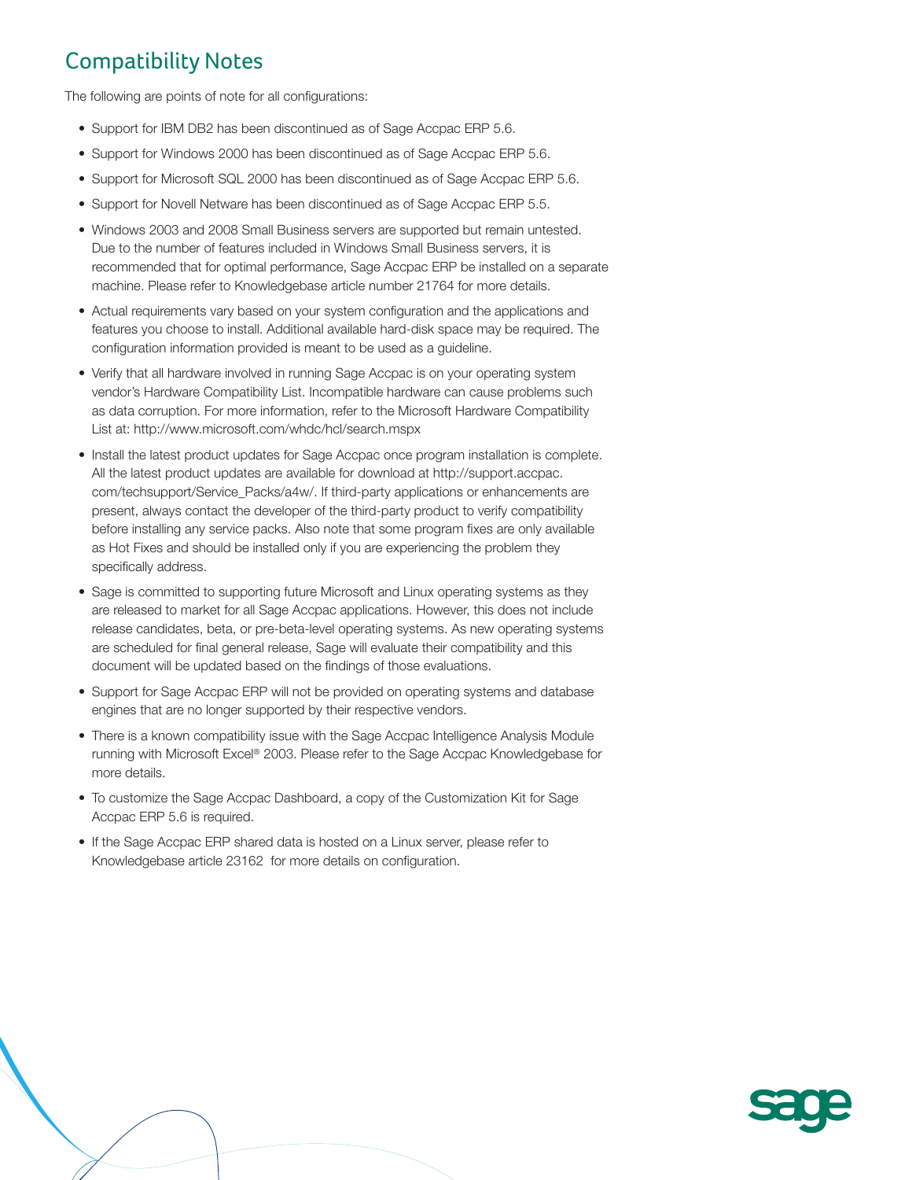## Compatibility Notes

The following are points of note for all configurations:

- Support for IBM DB2 has been discontinued as of Sage Accpac ERP 5.6.
- Support for Windows 2000 has been discontinued as of Sage Accpac ERP 5.6.
- Support for Microsoft SQL 2000 has been discontinued as of Sage Accpac ERP 5.6.
- Support for Novell Netware has been discontinued as of Sage Accpac ERP 5.5.
- Windows 2003 and 2008 Small Business servers are supported but remain untested. Due to the number of features included in Windows Small Business servers, it is recommended that for optimal performance, Sage Accpac ERP be installed on a separate machine. Please refer to Knowledgebase article number 21764 for more details.
- Actual requirements vary based on your system configuration and the applications and features you choose to install. Additional available hard-disk space may be required. The configuration information provided is meant to be used as a guideline.
- Verify that all hardware involved in running Sage Accpac is on your operating system vendor's Hardware Compatibility List. Incompatible hardware can cause problems such as data corruption. For more information, refer to the Microsoft Hardware Compatibility List at: http://www.microsoft.com/whdc/hcl/search.mspx
- Install the latest product updates for Sage Accpac once program installation is complete. All the latest product updates are available for download at http://support.accpac.com/techsupport/Service_Packs/a4w/. If third-party applications or enhancements are present, always contact the developer of the third-party product to verify compatibility before installing any service packs. Also note that some program fixes are only available as Hot Fixes and should be installed only if you are experiencing the problem they specifically address.
- Sage is committed to supporting future Microsoft and Linux operating systems as they are released to market for all Sage Accpac applications. However, this does not include release candidates, beta, or pre-beta-level operating systems. As new operating systems are scheduled for final general release, Sage will evaluate their compatibility and this document will be updated based on the findings of those evaluations.
- Support for Sage Accpac ERP will not be provided on operating systems and database engines that are no longer supported by their respective vendors.
- There is a known compatibility issue with the Sage Accpac Intelligence Analysis Module running with Microsoft Excel® 2003. Please refer to the Sage Accpac Knowledgebase for more details.
- To customize the Sage Accpac Dashboard, a copy of the Customization Kit for Sage Accpac ERP 5.6 is required.
- If the Sage Accpac ERP shared data is hosted on a Linux server, please refer to Knowledgebase article 23162 for more details on configuration.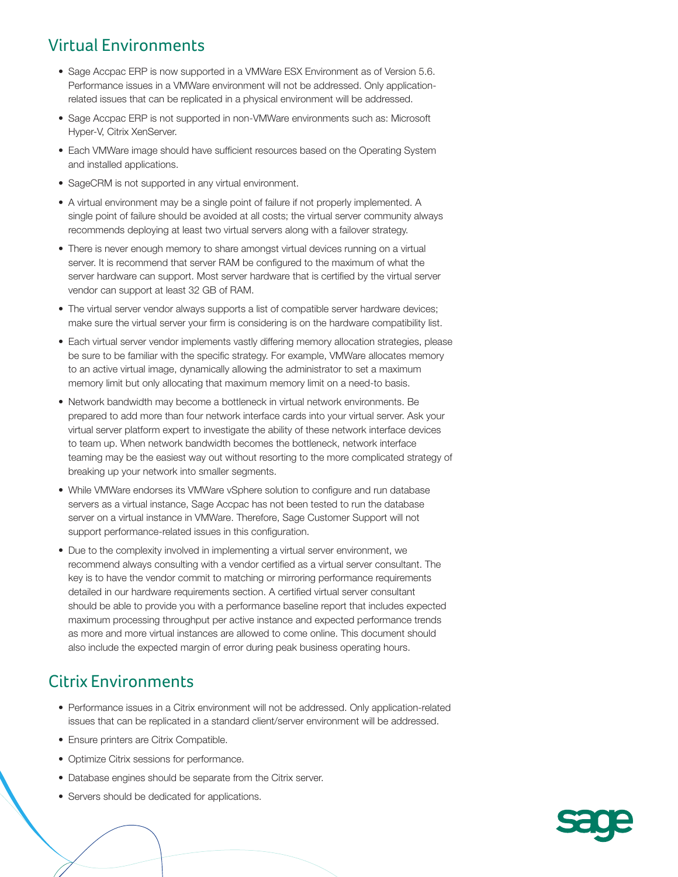## Virtual Environments

- Sage Accpac ERP is now supported in a VMWare ESX Environment as of Version 5.6. Performance issues in a VMWare environment will not be addressed. Only application-related issues that can be replicated in a physical environment will be addressed.
- Sage Accpac ERP is not supported in non-VMWare environments such as: Microsoft Hyper-V, Citrix XenServer.
- Each VMWare image should have sufficient resources based on the Operating System and installed applications.
- SageCRM is not supported in any virtual environment.
- A virtual environment may be a single point of failure if not properly implemented. A single point of failure should be avoided at all costs; the virtual server community always recommends deploying at least two virtual servers along with a failover strategy.
- There is never enough memory to share amongst virtual devices running on a virtual server. It is recommend that server RAM be configured to the maximum of what the server hardware can support. Most server hardware that is certified by the virtual server vendor can support at least 32 GB of RAM.
- The virtual server vendor always supports a list of compatible server hardware devices; make sure the virtual server your firm is considering is on the hardware compatibility list.
- Each virtual server vendor implements vastly differing memory allocation strategies, please be sure to be familiar with the specific strategy. For example, VMWare allocates memory to an active virtual image, dynamically allowing the administrator to set a maximum memory limit but only allocating that maximum memory limit on a need-to basis.
- Network bandwidth may become a bottleneck in virtual network environments. Be prepared to add more than four network interface cards into your virtual server. Ask your virtual server platform expert to investigate the ability of these network interface devices to team up. When network bandwidth becomes the bottleneck, network interface teaming may be the easiest way out without resorting to the more complicated strategy of breaking up your network into smaller segments.
- While VMWare endorses its VMWare vSphere solution to configure and run database servers as a virtual instance, Sage Accpac has not been tested to run the database server on a virtual instance in VMWare. Therefore, Sage Customer Support will not support performance-related issues in this configuration.
- Due to the complexity involved in implementing a virtual server environment, we recommend always consulting with a vendor certified as a virtual server consultant. The key is to have the vendor commit to matching or mirroring performance requirements detailed in our hardware requirements section. A certified virtual server consultant should be able to provide you with a performance baseline report that includes expected maximum processing throughput per active instance and expected performance trends as more and more virtual instances are allowed to come online. This document should also include the expected margin of error during peak business operating hours.

## Citrix Environments

- Performance issues in a Citrix environment will not be addressed. Only application-related issues that can be replicated in a standard client/server environment will be addressed.
- Ensure printers are Citrix Compatible.
- Optimize Citrix sessions for performance.
- Database engines should be separate from the Citrix server.
- Servers should be dedicated for applications.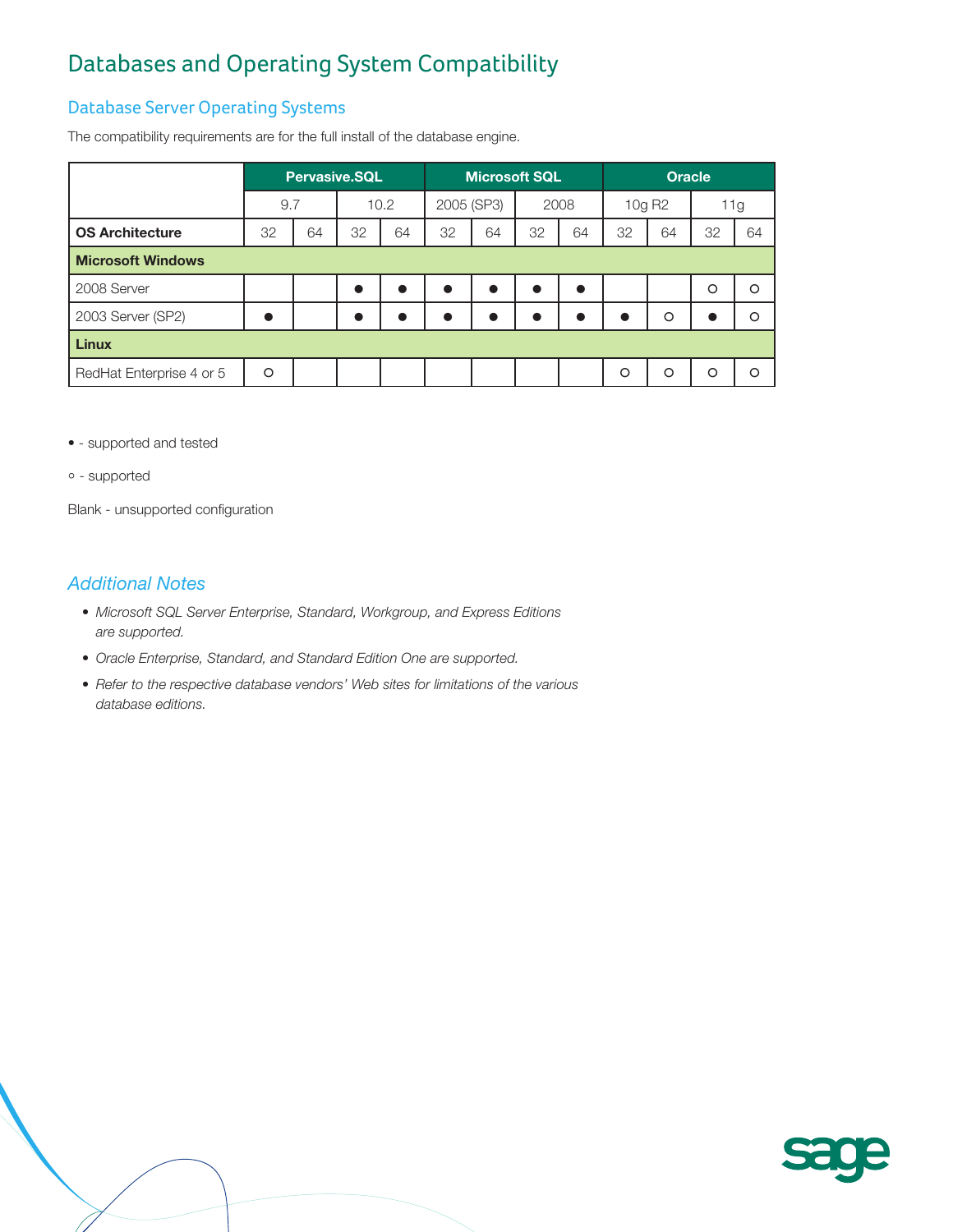# Databases and Operating System Compatibility

## Database Server Operating Systems

The compatibility requirements are for the full install of the database engine.

| | Pervasive.SQL | | | | Microsoft SQL | | | | Oracle | | | |
|---|---|---|---|---|---|---|---|---|---|---|---|---|
| | 9.7 | | 10.2 | | 2005 (SP3) | | 2008 | | 10g R2 | | 11g | |
| **OS Architecture** | 32 | 64 | 32 | 64 | 32 | 64 | 32 | 64 | 32 | 64 | 32 | 64 |
| **Microsoft Windows** | | | | | | | | | | | | |
| 2008 Server | | | ● | ● | ● | ● | ● | ● | | | ○ | ○ |
| 2003 Server (SP2) | ● | | ● | ● | ● | ● | ● | ● | ● | ○ | ● | ○ |
| **Linux** | | | | | | | | | | | | |
| RedHat Enterprise 4 or 5 | ○ | | | | | | | | ○ | ○ | ○ | ○ |

● - supported and tested

○ - supported

Blank - unsupported configuration

## *Additional Notes*

- *Microsoft SQL Server Enterprise, Standard, Workgroup, and Express Editions are supported.*
- *Oracle Enterprise, Standard, and Standard Edition One are supported.*
- *Refer to the respective database vendors' Web sites for limitations of the various database editions.*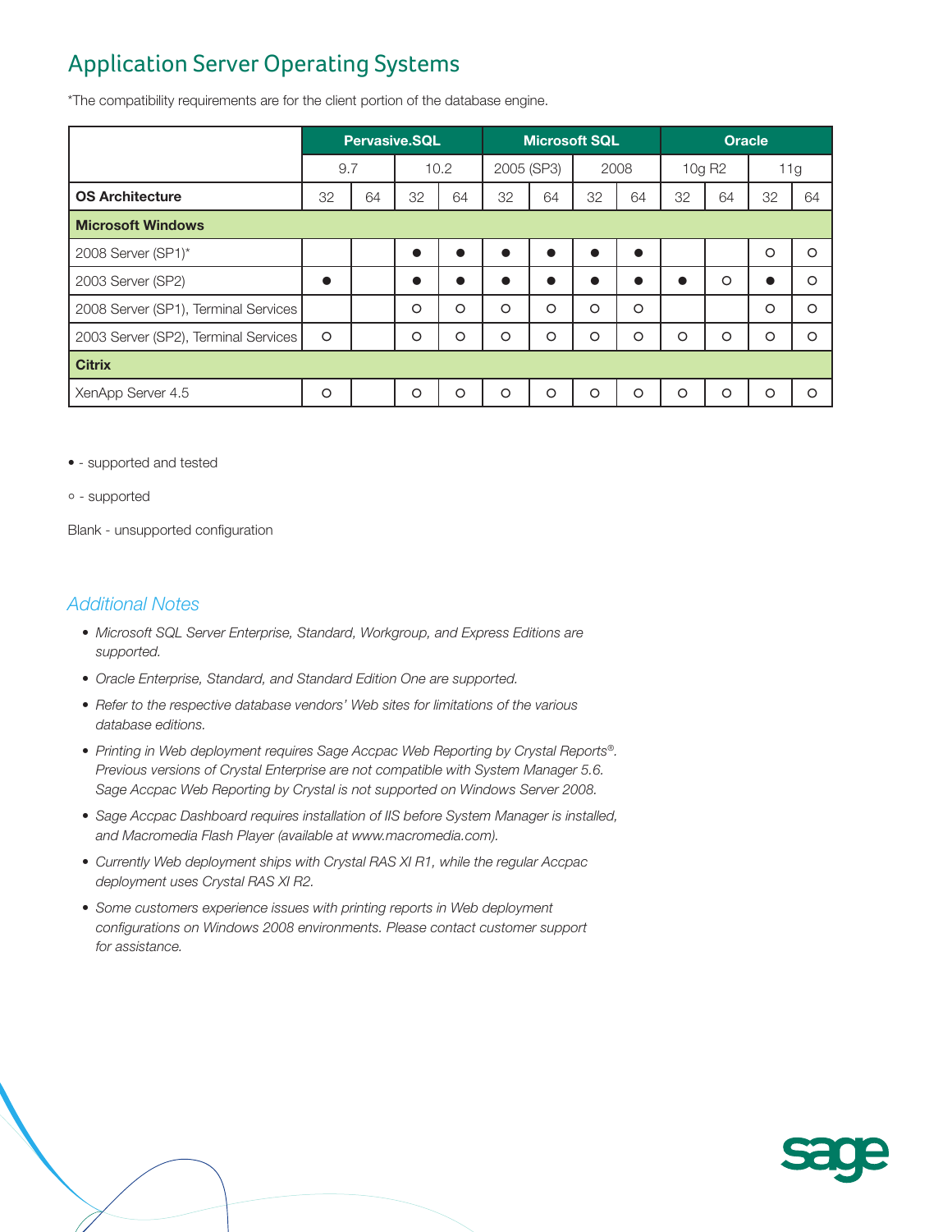## Application Server Operating Systems

*The compatibility requirements are for the client portion of the database engine.

| | Pervasive.SQL | | | | Microsoft SQL | | | | Oracle | | | |
|---|---|---|---|---|---|---|---|---|---|---|---|---|
| | 9.7 | | 10.2 | | 2005 (SP3) | | 2008 | | 10g R2 | | 11g | |
| **OS Architecture** | 32 | 64 | 32 | 64 | 32 | 64 | 32 | 64 | 32 | 64 | 32 | 64 |
| **Microsoft Windows** | | | | | | | | | | | | |
| 2008 Server (SP1)* | | | ● | ● | ● | ● | ● | ● | | | ○ | ○ |
| 2003 Server (SP2) | ● | | ● | ● | ● | ● | ● | ● | ● | ○ | ● | ○ |
| 2008 Server (SP1), Terminal Services | | | ○ | ○ | ○ | ○ | ○ | ○ | | | ○ | ○ |
| 2003 Server (SP2), Terminal Services | ○ | | ○ | ○ | ○ | ○ | ○ | ○ | ○ | ○ | ○ | ○ |
| **Citrix** | | | | | | | | | | | | |
| XenApp Server 4.5 | ○ | | ○ | ○ | ○ | ○ | ○ | ○ | ○ | ○ | ○ | ○ |

• - supported and tested

○ - supported

Blank - unsupported configuration

### *Additional Notes*

- *Microsoft SQL Server Enterprise, Standard, Workgroup, and Express Editions are supported.*
- *Oracle Enterprise, Standard, and Standard Edition One are supported.*
- *Refer to the respective database vendors' Web sites for limitations of the various database editions.*
- *Printing in Web deployment requires Sage Accpac Web Reporting by Crystal Reports®. Previous versions of Crystal Enterprise are not compatible with System Manager 5.6. Sage Accpac Web Reporting by Crystal is not supported on Windows Server 2008.*
- *Sage Accpac Dashboard requires installation of IIS before System Manager is installed, and Macromedia Flash Player (available at www.macromedia.com).*
- *Currently Web deployment ships with Crystal RAS XI R1, while the regular Accpac deployment uses Crystal RAS XI R2.*
- *Some customers experience issues with printing reports in Web deployment configurations on Windows 2008 environments. Please contact customer support for assistance.*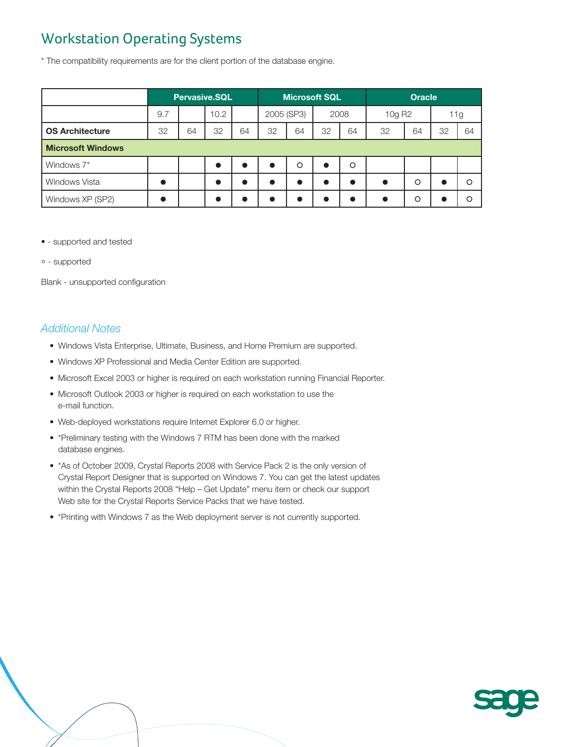## Workstation Operating Systems

* The compatibility requirements are for the client portion of the database engine.

| | Pervasive.SQL | | | | Microsoft SQL | | | | Oracle | | | |
|---|---|---|---|---|---|---|---|---|---|---|---|---|
| | 9.7 | | 10.2 | | 2005 (SP3) | | 2008 | | 10g R2 | | 11g | |
| **OS Architecture** | 32 | 64 | 32 | 64 | 32 | 64 | 32 | 64 | 32 | 64 | 32 | 64 |
| **Microsoft Windows** | | | | | | | | | | | | |
| Windows 7* | | | ● | ● | ● | ○ | ● | ○ | | | | |
| Windows Vista | ● | | ● | ● | ● | ● | ● | ● | ● | ○ | ● | ○ |
| Windows XP (SP2) | ● | | ● | ● | ● | ● | ● | ● | ● | ○ | ● | ○ |

● - supported and tested

○ - supported

Blank - unsupported configuration

### *Additional Notes*

- Windows Vista Enterprise, Ultimate, Business, and Home Premium are supported.
- Windows XP Professional and Media Center Edition are supported.
- Microsoft Excel 2003 or higher is required on each workstation running Financial Reporter.
- Microsoft Outlook 2003 or higher is required on each workstation to use the e-mail function.
- Web-deployed workstations require Internet Explorer 6.0 or higher.
- *Preliminary testing with the Windows 7 RTM has been done with the marked database engines.
- *As of October 2009, Crystal Reports 2008 with Service Pack 2 is the only version of Crystal Report Designer that is supported on Windows 7. You can get the latest updates within the Crystal Reports 2008 "Help – Get Update" menu item or check our support Web site for the Crystal Reports Service Packs that we have tested.
- *Printing with Windows 7 as the Web deployment server is not currently supported.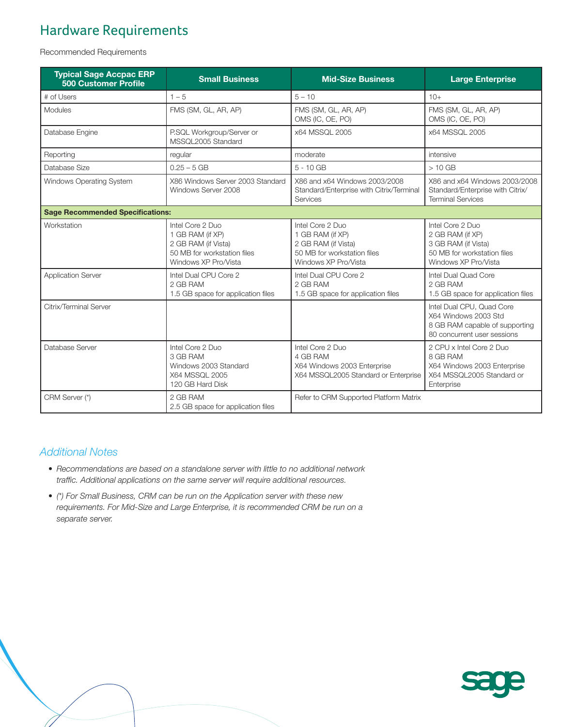## Hardware Requirements

Recommended Requirements

| Typical Sage Accpac ERP 500 Customer Profile | Small Business | Mid-Size Business | Large Enterprise |
|---|---|---|---|
| # of Users | 1 – 5 | 5 – 10 | 10+ |
| Modules | FMS (SM, GL, AR, AP) | FMS (SM, GL, AR, AP)<br>OMS (IC, OE, PO) | FMS (SM, GL, AR, AP)<br>OMS (IC, OE, PO) |
| Database Engine | P.SQL Workgroup/Server or MSSQL2005 Standard | x64 MSSQL 2005 | x64 MSSQL 2005 |
| Reporting | regular | moderate | intensive |
| Database Size | 0.25 – 5 GB | 5 - 10 GB | > 10 GB |
| Windows Operating System | X86 Windows Server 2003 Standard<br>Windows Server 2008 | X86 and x64 Windows 2003/2008 Standard/Enterprise with Citrix/Terminal Services | X86 and x64 Windows 2003/2008 Standard/Enterprise with Citrix/ Terminal Services |
| **Sage Recommended Specifications:** | | | |
| Workstation | Intel Core 2 Duo<br>1 GB RAM (if XP)<br>2 GB RAM (if Vista)<br>50 MB for workstation files<br>Windows XP Pro/Vista | Intel Core 2 Duo<br>1 GB RAM (if XP)<br>2 GB RAM (if Vista)<br>50 MB for workstation files<br>Windows XP Pro/Vista | Intel Core 2 Duo<br>2 GB RAM (if XP)<br>3 GB RAM (if Vista)<br>50 MB for workstation files<br>Windows XP Pro/Vista |
| Application Server | Intel Dual CPU Core 2<br>2 GB RAM<br>1.5 GB space for application files | Intel Dual CPU Core 2<br>2 GB RAM<br>1.5 GB space for application files | Intel Dual Quad Core<br>2 GB RAM<br>1.5 GB space for application files |
| Citrix/Terminal Server | | | Intel Dual CPU, Quad Core<br>X64 Windows 2003 Std<br>8 GB RAM capable of supporting 80 concurrent user sessions |
| Database Server | Intel Core 2 Duo<br>3 GB RAM<br>Windows 2003 Standard<br>X64 MSSQL 2005<br>120 GB Hard Disk | Intel Core 2 Duo<br>4 GB RAM<br>X64 Windows 2003 Enterprise<br>X64 MSSQL2005 Standard or Enterprise | 2 CPU x Intel Core 2 Duo<br>8 GB RAM<br>X64 Windows 2003 Enterprise<br>X64 MSSQL2005 Standard or Enterprise |
| CRM Server (*) | 2 GB RAM<br>2.5 GB space for application files | Refer to CRM Supported Platform Matrix | |

### *Additional Notes*

- *Recommendations are based on a standalone server with little to no additional network traffic. Additional applications on the same server will require additional resources.*
- *(*) For Small Business, CRM can be run on the Application server with these new requirements. For Mid-Size and Large Enterprise, it is recommended CRM be run on a separate server.*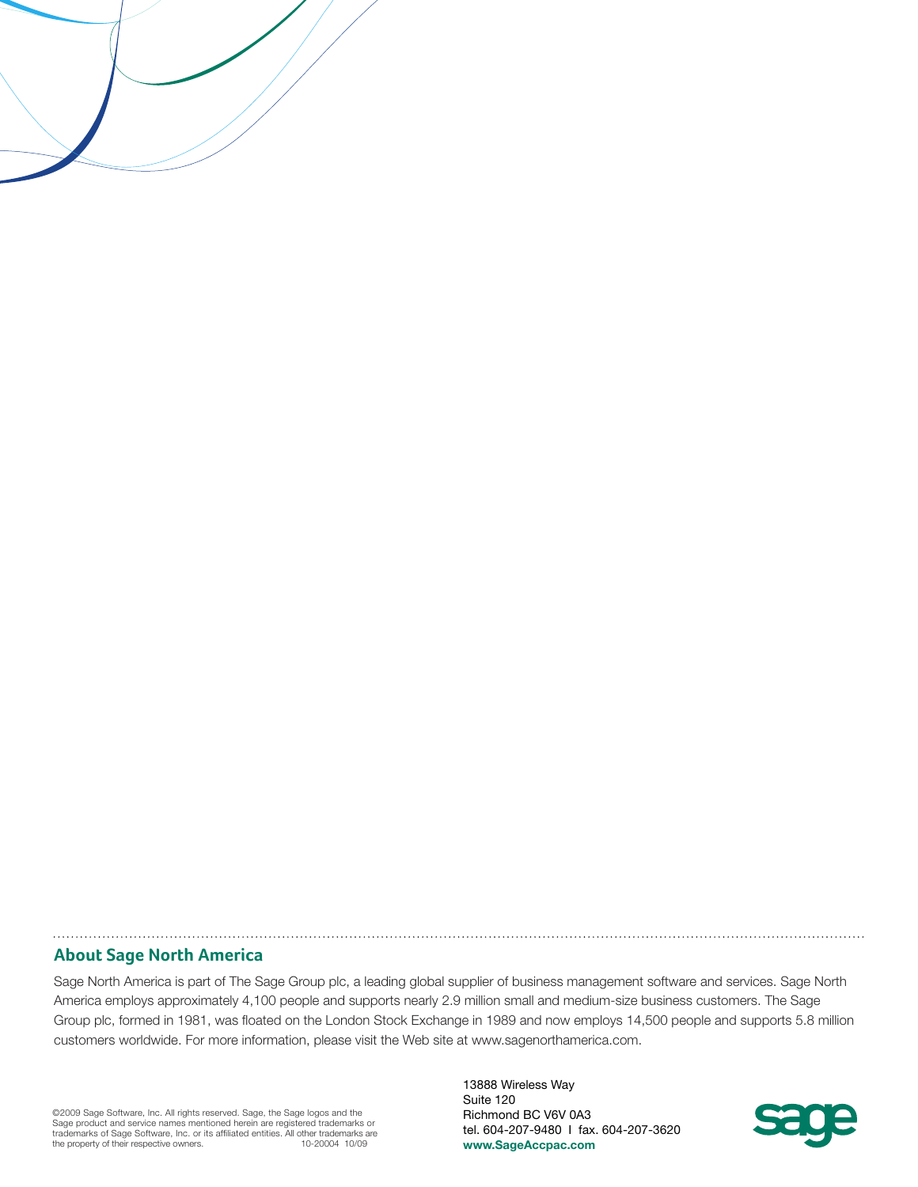## About Sage North America

Sage North America is part of The Sage Group plc, a leading global supplier of business management software and services. Sage North America employs approximately 4,100 people and supports nearly 2.9 million small and medium-size business customers. The Sage Group plc, formed in 1981, was floated on the London Stock Exchange in 1989 and now employs 14,500 people and supports 5.8 million customers worldwide. For more information, please visit the Web site at www.sagenorthamerica.com.

©2009 Sage Software, Inc. All rights reserved. Sage, the Sage logos and the Sage product and service names mentioned herein are registered trademarks or trademarks of Sage Software, Inc. or its affiliated entities. All other trademarks are the property of their respective owners. 10-20004 10/09

13888 Wireless Way
Suite 120
Richmond BC V6V 0A3
tel. 604-207-9480 I fax. 604-207-3620
**www.SageAccpac.com**

sage